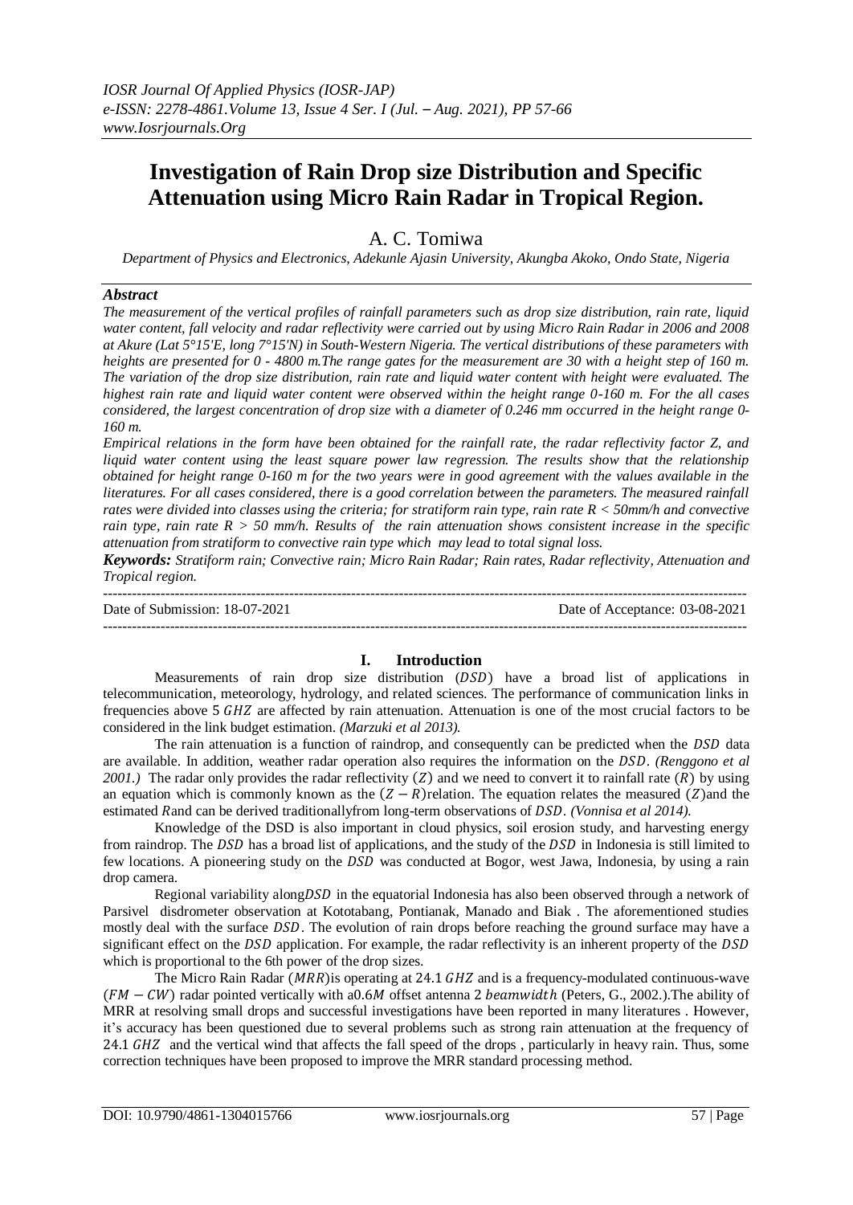# Investigation of Rain Drop size Distribution and Specific Attenuation using Micro Rain Radar in Tropical Region.

A. C. Tomiwa

*Department of Physics and Electronics, Adekunle Ajasin University, Akungba Akoko, Ondo State, Nigeria*

## *Abstract*

*The measurement of the vertical profiles of rainfall parameters such as drop size distribution, rain rate, liquid water content, fall velocity and radar reflectivity were carried out by using Micro Rain Radar in 2006 and 2008 at Akure (Lat 5°15'E, long 7°15'N) in South-Western Nigeria. The vertical distributions of these parameters with heights are presented for 0 - 4800 m.The range gates for the measurement are 30 with a height step of 160 m. The variation of the drop size distribution, rain rate and liquid water content with height were evaluated. The highest rain rate and liquid water content were observed within the height range 0-160 m. For the all cases considered, the largest concentration of drop size with a diameter of 0.246 mm occurred in the height range 0-160 m.*

*Empirical relations in the form have been obtained for the rainfall rate, the radar reflectivity factor Z, and liquid water content using the least square power law regression. The results show that the relationship obtained for height range 0-160 m for the two years were in good agreement with the values available in the literatures. For all cases considered, there is a good correlation between the parameters. The measured rainfall rates were divided into classes using the criteria; for stratiform rain type, rain rate R < 50mm/h and convective rain type, rain rate R > 50 mm/h. Results of the rain attenuation shows consistent increase in the specific attenuation from stratiform to convective rain type which may lead to total signal loss.*

***Keywords:*** *Stratiform rain; Convective rain; Micro Rain Radar; Rain rates, Radar reflectivity, Attenuation and Tropical region.*

---

Date of Submission: 18-07-2021 Date of Acceptance: 03-08-2021

---

## I. Introduction

Measurements of rain drop size distribution ($DSD$) have a broad list of applications in telecommunication, meteorology, hydrology, and related sciences. The performance of communication links in frequencies above 5 $GHZ$ are affected by rain attenuation. Attenuation is one of the most crucial factors to be considered in the link budget estimation. *(Marzuki et al 2013).*

The rain attenuation is a function of raindrop, and consequently can be predicted when the $DSD$ data are available. In addition, weather radar operation also requires the information on the $DSD$. *(Renggono et al 2001.)* The radar only provides the radar reflectivity ($Z$) and we need to convert it to rainfall rate ($R$) by using an equation which is commonly known as the ($Z-R$)relation. The equation relates the measured ($Z$)and the estimated $R$and can be derived traditionallyfrom long-term observations of $DSD$. *(Vonnisa et al 2014).*

Knowledge of the DSD is also important in cloud physics, soil erosion study, and harvesting energy from raindrop. The $DSD$ has a broad list of applications, and the study of the $DSD$ in Indonesia is still limited to few locations. A pioneering study on the $DSD$ was conducted at Bogor, west Jawa, Indonesia, by using a rain drop camera.

Regional variability along$DSD$ in the equatorial Indonesia has also been observed through a network of Parsivel disdrometer observation at Kototabang, Pontianak, Manado and Biak . The aforementioned studies mostly deal with the surface $DSD$. The evolution of rain drops before reaching the ground surface may have a significant effect on the $DSD$ application. For example, the radar reflectivity is an inherent property of the $DSD$ which is proportional to the 6th power of the drop sizes.

The Micro Rain Radar ($MRR$)is operating at 24.1 $GHZ$ and is a frequency-modulated continuous-wave ($FM-CW$) radar pointed vertically with a0.6$M$ offset antenna 2 $beamwidth$ (Peters, G., 2002.).The ability of MRR at resolving small drops and successful investigations have been reported in many literatures . However, it's accuracy has been questioned due to several problems such as strong rain attenuation at the frequency of 24.1 $GHZ$ and the vertical wind that affects the fall speed of the drops , particularly in heavy rain. Thus, some correction techniques have been proposed to improve the MRR standard processing method.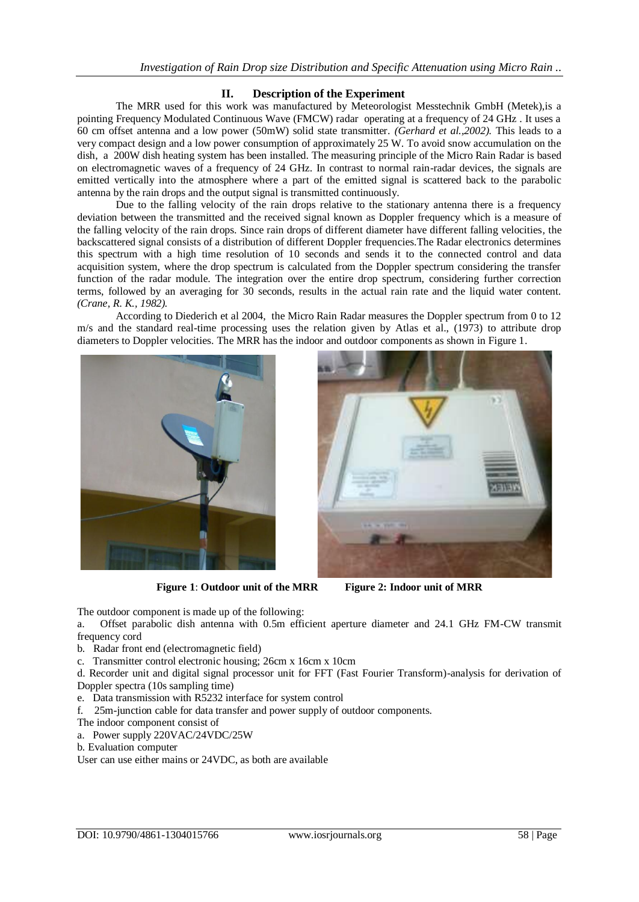## II. Description of the Experiment

The MRR used for this work was manufactured by Meteorologist Messtechnik GmbH (Metek),is a pointing Frequency Modulated Continuous Wave (FMCW) radar operating at a frequency of 24 GHz . It uses a 60 cm offset antenna and a low power (50mW) solid state transmitter. *(Gerhard et al.,2002).* This leads to a very compact design and a low power consumption of approximately 25 W. To avoid snow accumulation on the dish, a 200W dish heating system has been installed. The measuring principle of the Micro Rain Radar is based on electromagnetic waves of a frequency of 24 GHz. In contrast to normal rain-radar devices, the signals are emitted vertically into the atmosphere where a part of the emitted signal is scattered back to the parabolic antenna by the rain drops and the output signal is transmitted continuously.

Due to the falling velocity of the rain drops relative to the stationary antenna there is a frequency deviation between the transmitted and the received signal known as Doppler frequency which is a measure of the falling velocity of the rain drops. Since rain drops of different diameter have different falling velocities, the backscattered signal consists of a distribution of different Doppler frequencies.The Radar electronics determines this spectrum with a high time resolution of 10 seconds and sends it to the connected control and data acquisition system, where the drop spectrum is calculated from the Doppler spectrum considering the transfer function of the radar module. The integration over the entire drop spectrum, considering further correction terms, followed by an averaging for 30 seconds, results in the actual rain rate and the liquid water content. *(Crane, R. K., 1982).*

According to Diederich et al 2004, the Micro Rain Radar measures the Doppler spectrum from 0 to 12 m/s and the standard real-time processing uses the relation given by Atlas et al., (1973) to attribute drop diameters to Doppler velocities. The MRR has the indoor and outdoor components as shown in Figure 1.

**Figure 1**: **Outdoor unit of the MRR** **Figure 2: Indoor unit of MRR**

The outdoor component is made up of the following:

a. Offset parabolic dish antenna with 0.5m efficient aperture diameter and 24.1 GHz FM-CW transmit frequency cord

b. Radar front end (electromagnetic field)

c. Transmitter control electronic housing; 26cm x 16cm x 10cm

d. Recorder unit and digital signal processor unit for FFT (Fast Fourier Transform)-analysis for derivation of Doppler spectra (10s sampling time)

e. Data transmission with R5232 interface for system control

f. 25m-junction cable for data transfer and power supply of outdoor components.

The indoor component consist of

a. Power supply 220VAC/24VDC/25W

b. Evaluation computer

User can use either mains or 24VDC, as both are available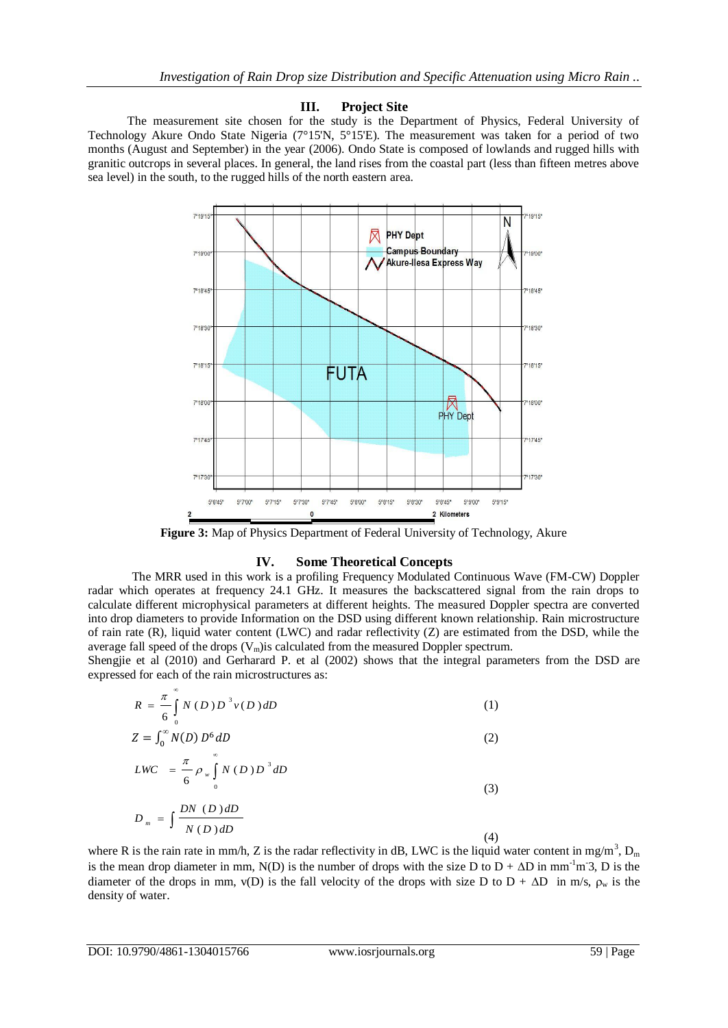## III. Project Site

The measurement site chosen for the study is the Department of Physics, Federal University of Technology Akure Ondo State Nigeria (7°15'N, 5°15'E). The measurement was taken for a period of two months (August and September) in the year (2006). Ondo State is composed of lowlands and rugged hills with granitic outcrops in several places. In general, the land rises from the coastal part (less than fifteen metres above sea level) in the south, to the rugged hills of the north eastern area.

**Figure 3:** Map of Physics Department of Federal University of Technology, Akure

## IV. Some Theoretical Concepts

The MRR used in this work is a profiling Frequency Modulated Continuous Wave (FM-CW) Doppler radar which operates at frequency 24.1 GHz. It measures the backscattered signal from the rain drops to calculate different microphysical parameters at different heights. The measured Doppler spectra are converted into drop diameters to provide Information on the DSD using different known relationship. Rain microstructure of rain rate (R), liquid water content (LWC) and radar reflectivity (Z) are estimated from the DSD, while the average fall speed of the drops ($V_m$)is calculated from the measured Doppler spectrum.

Shengjie et al (2010) and Gerharard P. et al (2002) shows that the integral parameters from the DSD are expressed for each of the rain microstructures as:

$$R = \frac{\pi}{6}\int_0^\infty N(D)D^3 v(D)\,dD \tag{1}$$

$$Z = \int_0^\infty N(D)\,D^6\,dD \tag{2}$$

$$LWC = \frac{\pi}{6}\rho_w \int_0^\infty N(D)D^3\,dD \tag{3}$$

$$D_m = \int \frac{DN(D)dD}{N(D)dD} \tag{4}$$

where R is the rain rate in mm/h, Z is the radar reflectivity in dB, LWC is the liquid water content in mg/m$^3$, $D_m$ is the mean drop diameter in mm, N(D) is the number of drops with the size D to D + ΔD in mm$^{-1}$m$^{-3}$, D is the diameter of the drops in mm, v(D) is the fall velocity of the drops with size D to D + ΔD in m/s, $\rho_w$ is the density of water.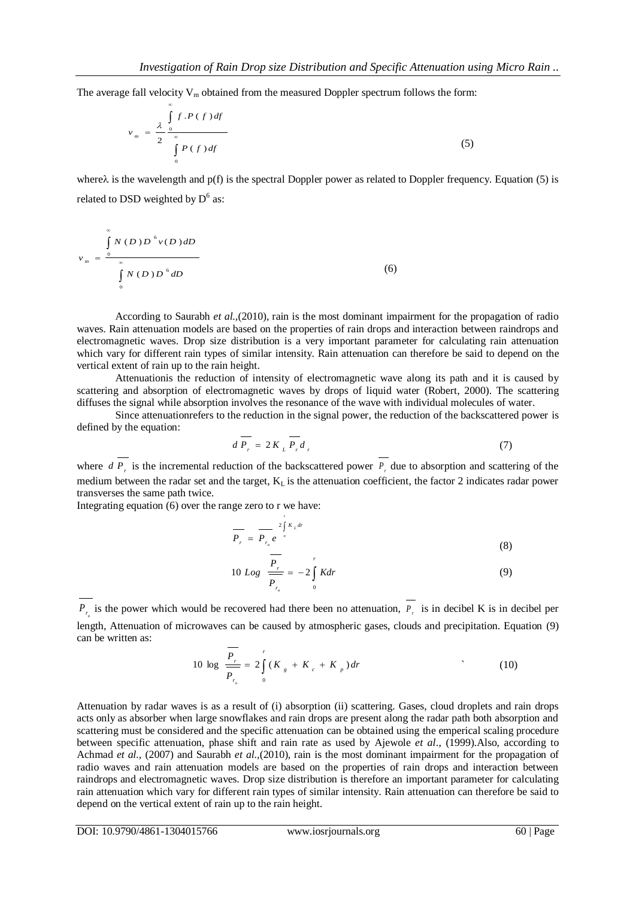The average fall velocity $V_m$ obtained from the measured Doppler spectrum follows the form:

$$v_m = \frac{\lambda}{2} \frac{\int_0^\infty f . P(f) df}{\int_0^\infty P(f) df} \tag{5}$$

where$\lambda$ is the wavelength and p(f) is the spectral Doppler power as related to Doppler frequency. Equation (5) is related to DSD weighted by $D^6$ as:

$$v_m = \frac{\int_0^\infty N(D) D^6 v(D) dD}{\int_0^\infty N(D) D^6 dD} \tag{6}$$

According to Saurabh *et al.*,(2010), rain is the most dominant impairment for the propagation of radio waves. Rain attenuation models are based on the properties of rain drops and interaction between raindrops and electromagnetic waves. Drop size distribution is a very important parameter for calculating rain attenuation which vary for different rain types of similar intensity. Rain attenuation can therefore be said to depend on the vertical extent of rain up to the rain height.

Attenuationis the reduction of intensity of electromagnetic wave along its path and it is caused by scattering and absorption of electromagnetic waves by drops of liquid water (Robert, 2000). The scattering diffuses the signal while absorption involves the resonance of the wave with individual molecules of water.

Since attenuationrefers to the reduction in the signal power, the reduction of the backscattered power is defined by the equation:

$$d\overline{P_r} = 2K_L \overline{P_r} d_r \tag{7}$$

where $d\overline{P_r}$ is the incremental reduction of the backscattered power $\overline{P_r}$ due to absorption and scattering of the medium between the radar set and the target, $K_L$ is the attenuation coefficient, the factor 2 indicates radar power transverses the same path twice.

Integrating equation (6) over the range zero to r we have:

$$\overline{P_r} = \overline{P_{r_o}} e^{2\int_o^r K_L dr} \tag{8}$$

$$10\ Log\ \frac{\overline{P_r}}{\overline{P_{r_o}}} = -2\int_0^r K dr \tag{9}$$

$\overline{P_{r_o}}$ is the power which would be recovered had there been no attenuation, $\overline{P_r}$ is in decibel K is in decibel per length, Attenuation of microwaves can be caused by atmospheric gases, clouds and precipitation. Equation (9) can be written as:

$$10\ \log\ \frac{\overline{P_r}}{P_{r_o}} = 2\int_0^r (K_g + K_c + K_p) dr \tag{10}$$

Attenuation by radar waves is as a result of (i) absorption (ii) scattering. Gases, cloud droplets and rain drops acts only as absorber when large snowflakes and rain drops are present along the radar path both absorption and scattering must be considered and the specific attenuation can be obtained using the emperical scaling procedure between specific attenuation, phase shift and rain rate as used by Ajewole *et al*., (1999).Also, according to Achmad *et al.,* (2007) and Saurabh *et al.*,(2010), rain is the most dominant impairment for the propagation of radio waves and rain attenuation models are based on the properties of rain drops and interaction between raindrops and electromagnetic waves. Drop size distribution is therefore an important parameter for calculating rain attenuation which vary for different rain types of similar intensity. Rain attenuation can therefore be said to depend on the vertical extent of rain up to the rain height.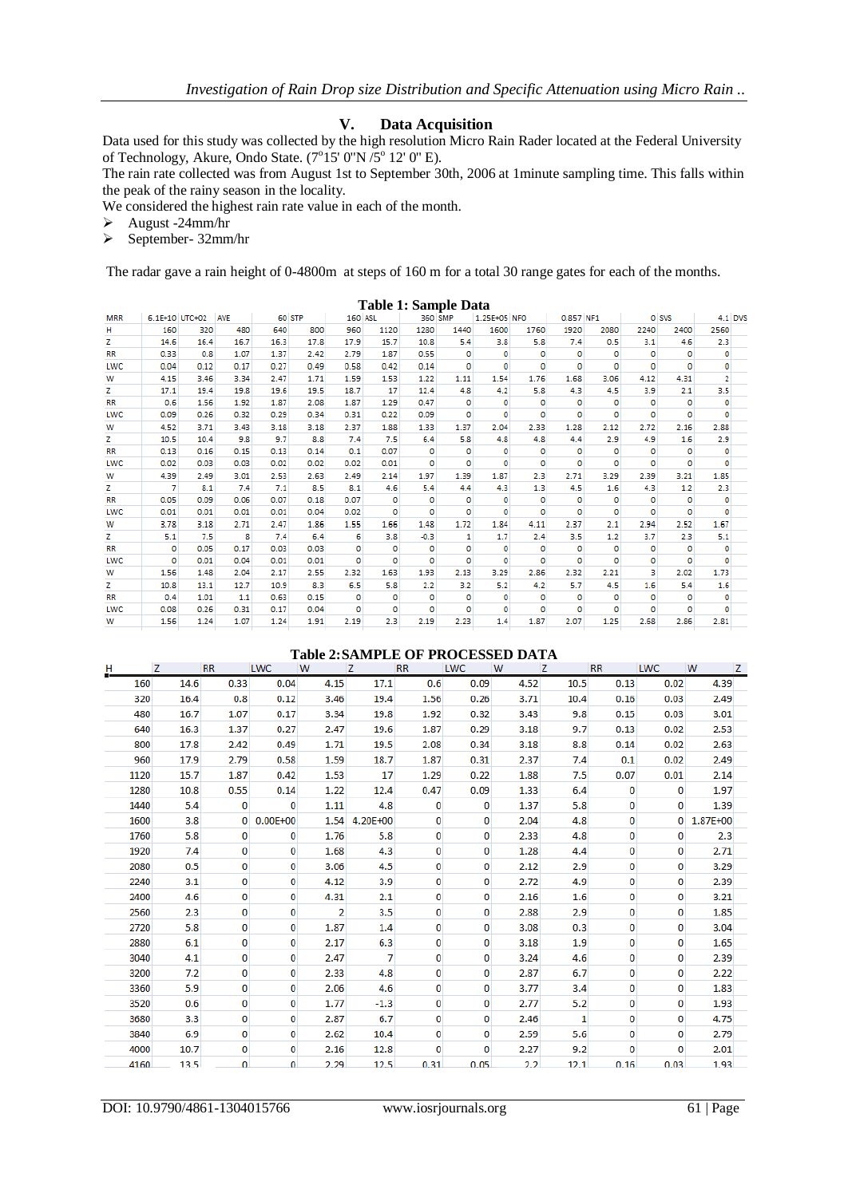## V. Data Acquisition

Data used for this study was collected by the high resolution Micro Rain Rader located at the Federal University of Technology, Akure, Ondo State. (7°15' 0''N /5° 12' 0'' E).

The rain rate collected was from August 1st to September 30th, 2006 at 1minute sampling time. This falls within the peak of the rainy season in the locality.

We considered the highest rain rate value in each of the month.

- August -24mm/hr
- September- 32mm/hr

The radar gave a rain height of 0-4800m at steps of 160 m for a total 30 range gates for each of the months.

**Table 1: Sample Data**

| MRR | 6.1E+10 | UTC+02 | AVE | 60 | STP | 160 | ASL | 360 | SMP | 1.25E+05 | NFO | 0.857 | NF1 | 0 | SVS | 4.1 | DVS |
|---|---|---|---|---|---|---|---|---|---|---|---|---|---|---|---|---|---|
| H | 160 | 320 | 480 | 640 | 800 | 960 | 1120 | 1280 | 1440 | 1600 | 1760 | 1920 | 2080 | 2240 | 2400 | 2560 | |
| Z | 14.6 | 16.4 | 16.7 | 16.3 | 17.8 | 17.9 | 15.7 | 10.8 | 5.4 | 3.8 | 5.8 | 7.4 | 0.5 | 3.1 | 4.6 | 2.3 | |
| RR | 0.33 | 0.8 | 1.07 | 1.37 | 2.42 | 2.79 | 1.87 | 0.55 | 0 | 0 | 0 | 0 | 0 | 0 | 0 | 0 | |
| LWC | 0.04 | 0.12 | 0.17 | 0.27 | 0.49 | 0.58 | 0.42 | 0.14 | 0 | 0 | 0 | 0 | 0 | 0 | 0 | 0 | |
| W | 4.15 | 3.46 | 3.34 | 2.47 | 1.71 | 1.59 | 1.53 | 1.22 | 1.11 | 1.54 | 1.76 | 1.68 | 3.06 | 4.12 | 4.31 | 2 | |
| Z | 17.1 | 19.4 | 19.8 | 19.6 | 19.5 | 18.7 | 17 | 12.4 | 4.8 | 4.2 | 5.8 | 4.3 | 4.5 | 3.9 | 2.1 | 3.5 | |
| RR | 0.6 | 1.56 | 1.92 | 1.87 | 2.08 | 1.87 | 1.29 | 0.47 | 0 | 0 | 0 | 0 | 0 | 0 | 0 | 0 | |
| LWC | 0.09 | 0.26 | 0.32 | 0.29 | 0.34 | 0.31 | 0.22 | 0.09 | 0 | 0 | 0 | 0 | 0 | 0 | 0 | 0 | |
| W | 4.52 | 3.71 | 3.43 | 3.18 | 3.18 | 2.37 | 1.88 | 1.33 | 1.37 | 2.04 | 2.33 | 1.28 | 2.12 | 2.72 | 2.16 | 2.88 | |
| Z | 10.5 | 10.4 | 9.8 | 9.7 | 8.8 | 7.4 | 7.5 | 6.4 | 5.8 | 4.8 | 4.8 | 4.4 | 2.9 | 4.9 | 1.6 | 2.9 | |
| RR | 0.13 | 0.16 | 0.15 | 0.13 | 0.14 | 0.1 | 0.07 | 0 | 0 | 0 | 0 | 0 | 0 | 0 | 0 | 0 | |
| LWC | 0.02 | 0.03 | 0.03 | 0.02 | 0.02 | 0.02 | 0.01 | 0 | 0 | 0 | 0 | 0 | 0 | 0 | 0 | 0 | |
| W | 4.39 | 2.49 | 3.01 | 2.53 | 2.63 | 2.49 | 2.14 | 1.97 | 1.39 | 1.87 | 2.3 | 2.71 | 3.29 | 2.39 | 3.21 | 1.85 | |
| Z | 7 | 8.1 | 7.4 | 7.1 | 8.5 | 8.1 | 4.6 | 5.4 | 4.4 | 4.3 | 1.3 | 4.5 | 1.6 | 4.3 | 1.2 | 2.3 | |
| RR | 0.05 | 0.09 | 0.06 | 0.07 | 0.18 | 0.07 | 0 | 0 | 0 | 0 | 0 | 0 | 0 | 0 | 0 | 0 | |
| LWC | 0.01 | 0.01 | 0.01 | 0.01 | 0.04 | 0.02 | 0 | 0 | 0 | 0 | 0 | 0 | 0 | 0 | 0 | 0 | |
| W | 3.78 | 3.18 | 2.71 | 2.47 | 1.86 | 1.55 | 1.66 | 1.48 | 1.72 | 1.84 | 4.11 | 2.37 | 2.1 | 2.94 | 2.52 | 1.67 | |
| Z | 5.1 | 7.5 | 8 | 7.4 | 6.4 | 6 | 3.8 | -0.3 | 1 | 1.7 | 2.4 | 3.5 | 1.2 | 3.7 | 2.3 | 5.1 | |
| RR | 0 | 0.05 | 0.17 | 0.03 | 0.03 | 0 | 0 | 0 | 0 | 0 | 0 | 0 | 0 | 0 | 0 | 0 | |
| LWC | 0 | 0.01 | 0.04 | 0.01 | 0.01 | 0 | 0 | 0 | 0 | 0 | 0 | 0 | 0 | 0 | 0 | 0 | |
| W | 1.56 | 1.48 | 2.04 | 2.17 | 2.55 | 2.32 | 1.63 | 1.93 | 2.13 | 3.29 | 2.86 | 2.32 | 2.21 | 3 | 2.02 | 1.73 | |
| Z | 10.8 | 13.1 | 12.7 | 10.9 | 8.3 | 6.5 | 5.8 | 2.2 | 3.2 | 5.2 | 4.2 | 5.7 | 4.5 | 1.6 | 5.4 | 1.6 | |
| RR | 0.4 | 1.01 | 1.1 | 0.63 | 0.15 | 0 | 0 | 0 | 0 | 0 | 0 | 0 | 0 | 0 | 0 | 0 | |
| LWC | 0.08 | 0.26 | 0.31 | 0.17 | 0.04 | 0 | 0 | 0 | 0 | 0 | 0 | 0 | 0 | 0 | 0 | 0 | |
| W | 1.56 | 1.24 | 1.07 | 1.24 | 1.91 | 2.19 | 2.3 | 2.19 | 2.23 | 1.4 | 1.87 | 2.07 | 1.25 | 2.68 | 2.86 | 2.81 | |

**Table 2: SAMPLE OF PROCESSED DATA**

| H | Z | RR | LWC | W | Z | RR | LWC | W | Z | RR | LWC | W | Z |
|---|---|---|---|---|---|---|---|---|---|---|---|---|---|
| 160 | 14.6 | 0.33 | 0.04 | 4.15 | 17.1 | 0.6 | 0.09 | 4.52 | 10.5 | 0.13 | 0.02 | 4.39 | |
| 320 | 16.4 | 0.8 | 0.12 | 3.46 | 19.4 | 1.56 | 0.26 | 3.71 | 10.4 | 0.16 | 0.03 | 2.49 | |
| 480 | 16.7 | 1.07 | 0.17 | 3.34 | 19.8 | 1.92 | 0.32 | 3.43 | 9.8 | 0.15 | 0.03 | 3.01 | |
| 640 | 16.3 | 1.37 | 0.27 | 2.47 | 19.6 | 1.87 | 0.29 | 3.18 | 9.7 | 0.13 | 0.02 | 2.53 | |
| 800 | 17.8 | 2.42 | 0.49 | 1.71 | 19.5 | 2.08 | 0.34 | 3.18 | 8.8 | 0.14 | 0.02 | 2.63 | |
| 960 | 17.9 | 2.79 | 0.58 | 1.59 | 18.7 | 1.87 | 0.31 | 2.37 | 7.4 | 0.1 | 0.02 | 2.49 | |
| 1120 | 15.7 | 1.87 | 0.42 | 1.53 | 17 | 1.29 | 0.22 | 1.88 | 7.5 | 0.07 | 0.01 | 2.14 | |
| 1280 | 10.8 | 0.55 | 0.14 | 1.22 | 12.4 | 0.47 | 0.09 | 1.33 | 6.4 | 0 | 0 | 1.97 | |
| 1440 | 5.4 | 0 | 0 | 1.11 | 4.8 | 0 | 0 | 1.37 | 5.8 | 0 | 0 | 1.39 | |
| 1600 | 3.8 | 0 | 0.00E+00 | 1.54 | 4.20E+00 | 0 | 0 | 2.04 | 4.8 | 0 | 0 | 1.87E+00 | |
| 1760 | 5.8 | 0 | 0 | 1.76 | 5.8 | 0 | 0 | 2.33 | 4.8 | 0 | 0 | 2.3 | |
| 1920 | 7.4 | 0 | 0 | 1.68 | 4.3 | 0 | 0 | 1.28 | 4.4 | 0 | 0 | 2.71 | |
| 2080 | 0.5 | 0 | 0 | 3.06 | 4.5 | 0 | 0 | 2.12 | 2.9 | 0 | 0 | 3.29 | |
| 2240 | 3.1 | 0 | 0 | 4.12 | 3.9 | 0 | 0 | 2.72 | 4.9 | 0 | 0 | 2.39 | |
| 2400 | 4.6 | 0 | 0 | 4.31 | 2.1 | 0 | 0 | 2.16 | 1.6 | 0 | 0 | 3.21 | |
| 2560 | 2.3 | 0 | 0 | 2 | 3.5 | 0 | 0 | 2.88 | 2.9 | 0 | 0 | 1.85 | |
| 2720 | 5.8 | 0 | 0 | 1.87 | 1.4 | 0 | 0 | 3.08 | 0.3 | 0 | 0 | 3.04 | |
| 2880 | 6.1 | 0 | 0 | 2.17 | 6.3 | 0 | 0 | 3.18 | 1.9 | 0 | 0 | 1.65 | |
| 3040 | 4.1 | 0 | 0 | 2.47 | 7 | 0 | 0 | 3.24 | 4.6 | 0 | 0 | 2.39 | |
| 3200 | 7.2 | 0 | 0 | 2.33 | 4.8 | 0 | 0 | 2.87 | 6.7 | 0 | 0 | 2.22 | |
| 3360 | 5.9 | 0 | 0 | 2.06 | 4.6 | 0 | 0 | 3.77 | 3.4 | 0 | 0 | 1.83 | |
| 3520 | 0.6 | 0 | 0 | 1.77 | -1.3 | 0 | 0 | 2.77 | 5.2 | 0 | 0 | 1.93 | |
| 3680 | 3.3 | 0 | 0 | 2.87 | 6.7 | 0 | 0 | 2.46 | 1 | 0 | 0 | 4.75 | |
| 3840 | 6.9 | 0 | 0 | 2.62 | 10.4 | 0 | 0 | 2.59 | 5.6 | 0 | 0 | 2.79 | |
| 4000 | 10.7 | 0 | 0 | 2.16 | 12.8 | 0 | 0 | 2.27 | 9.2 | 0 | 0 | 2.01 | |
| 4160 | 13.5 | 0 | 0 | 2.29 | 12.5 | 0.31 | 0.05 | 2.2 | 12.1 | 0.16 | 0.03 | 1.93 | |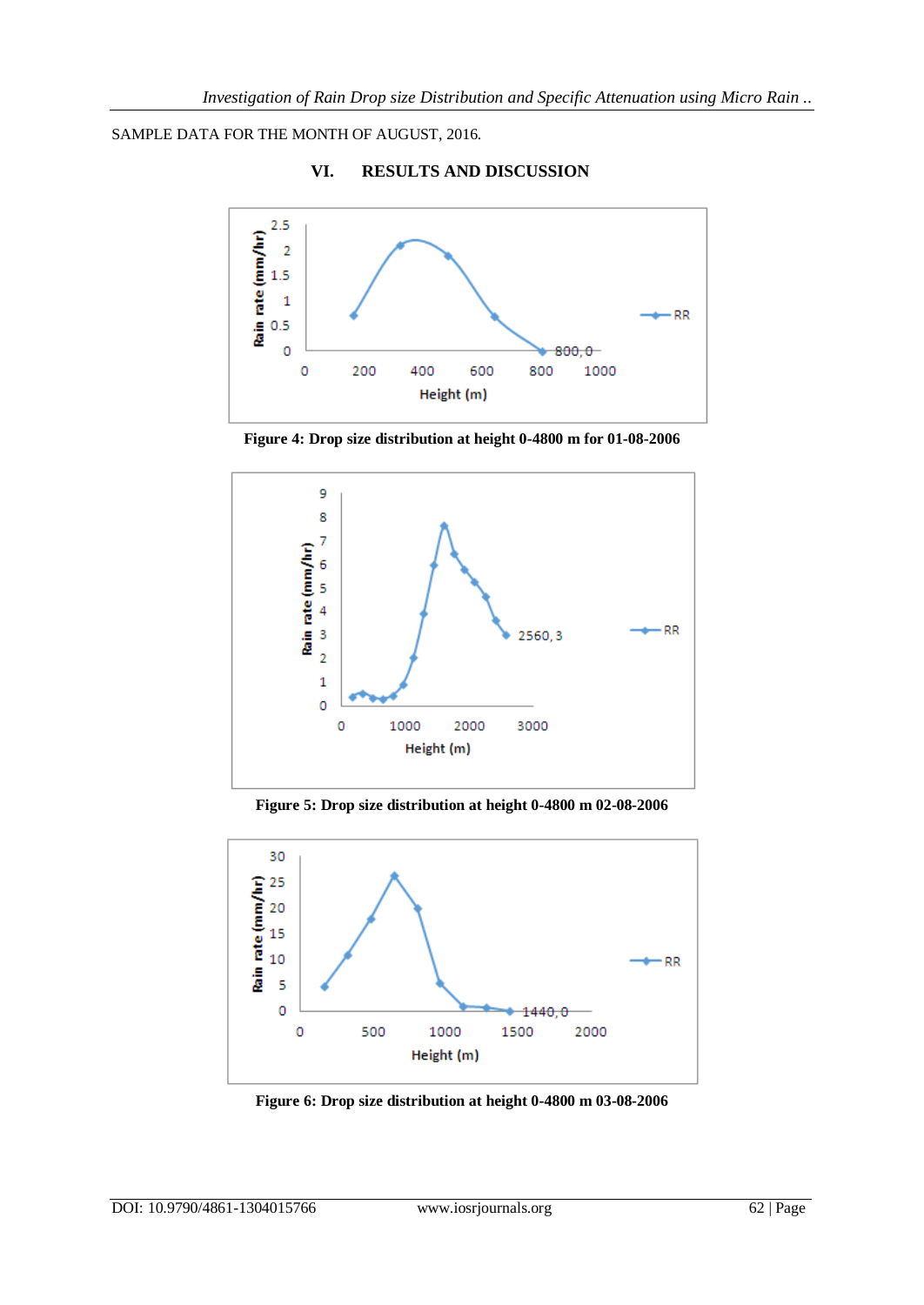SAMPLE DATA FOR THE MONTH OF AUGUST, 2016.

## VI. RESULTS AND DISCUSSION

**Figure 4: Drop size distribution at height 0-4800 m for 01-08-2006**

**Figure 5: Drop size distribution at height 0-4800 m 02-08-2006**

**Figure 6: Drop size distribution at height 0-4800 m 03-08-2006**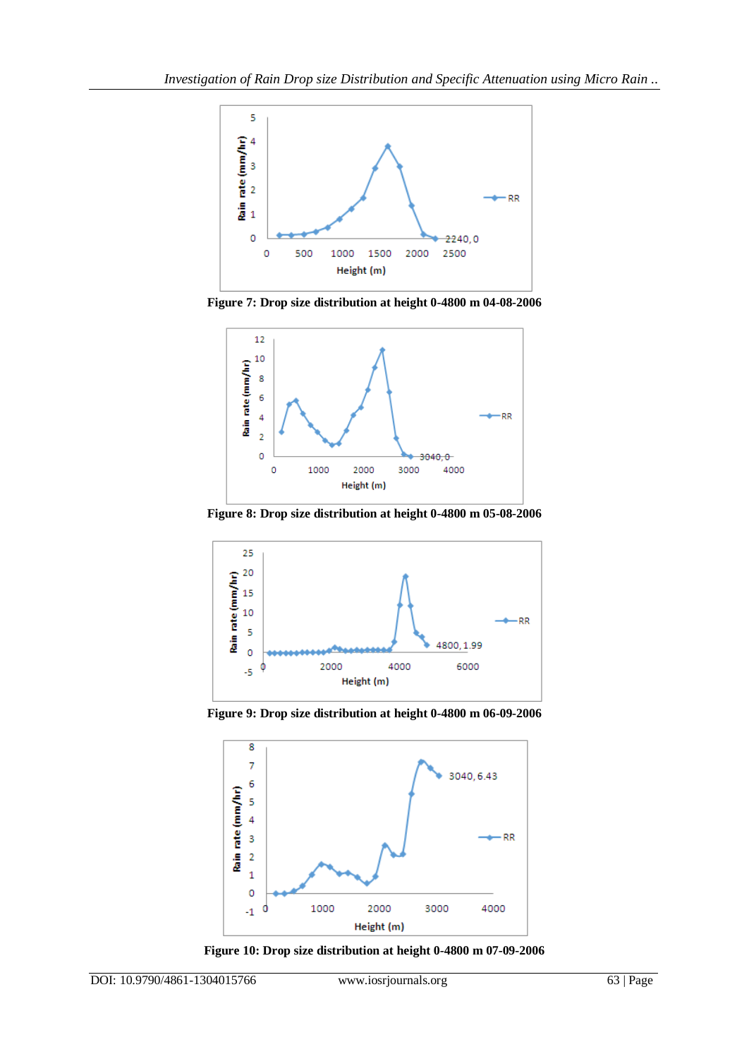Figure 7: Drop size distribution at height 0-4800 m 04-08-2006

Figure 8: Drop size distribution at height 0-4800 m 05-08-2006

Figure 9: Drop size distribution at height 0-4800 m 06-09-2006

Figure 10: Drop size distribution at height 0-4800 m 07-09-2006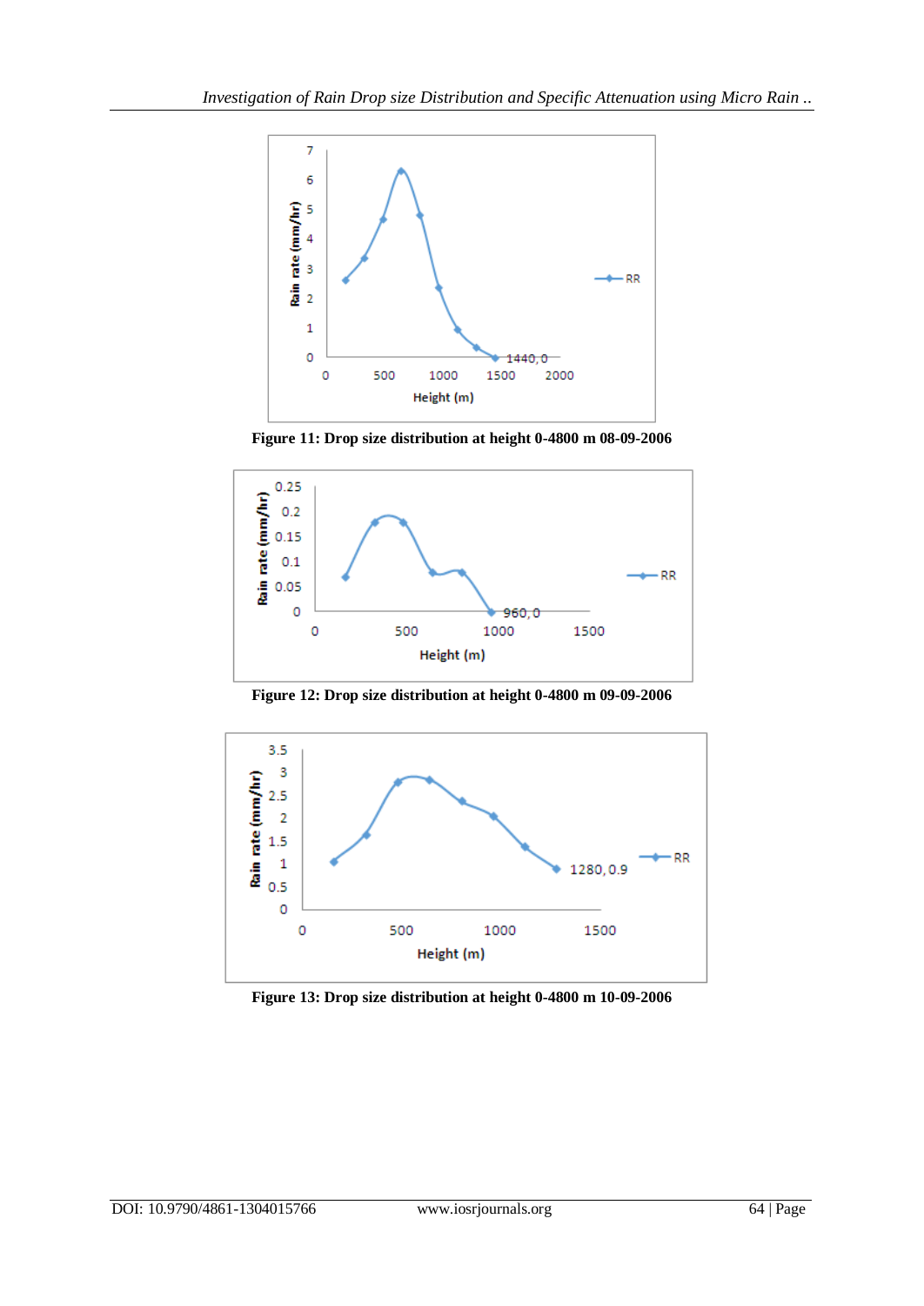Figure 11: Drop size distribution at height 0-4800 m 08-09-2006

Figure 12: Drop size distribution at height 0-4800 m 09-09-2006

Figure 13: Drop size distribution at height 0-4800 m 10-09-2006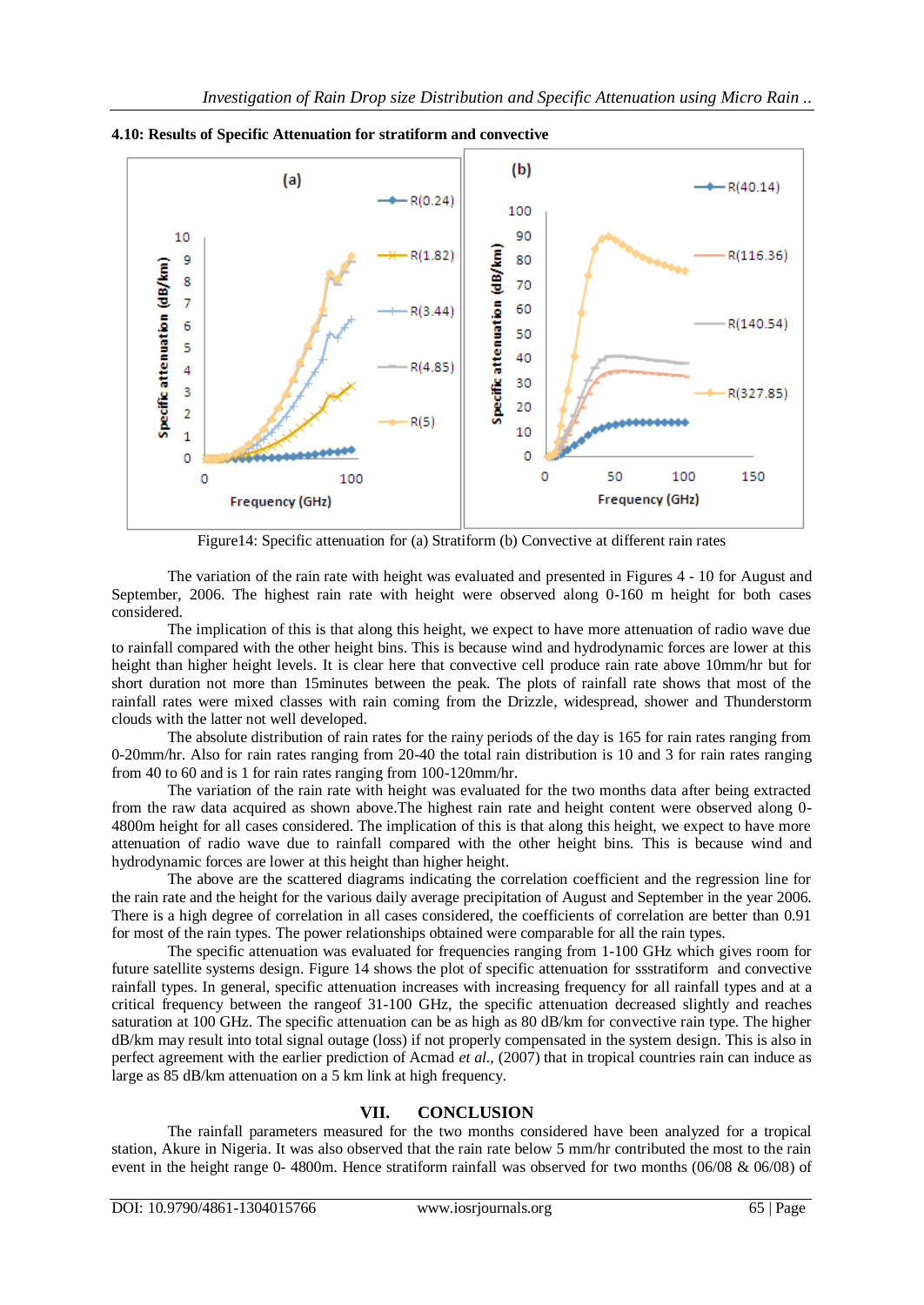### 4.10: Results of Specific Attenuation for stratiform and convective

Figure14: Specific attenuation for (a) Stratiform (b) Convective at different rain rates

The variation of the rain rate with height was evaluated and presented in Figures 4 - 10 for August and September, 2006. The highest rain rate with height were observed along 0-160 m height for both cases considered.

The implication of this is that along this height, we expect to have more attenuation of radio wave due to rainfall compared with the other height bins. This is because wind and hydrodynamic forces are lower at this height than higher height levels. It is clear here that convective cell produce rain rate above 10mm/hr but for short duration not more than 15minutes between the peak. The plots of rainfall rate shows that most of the rainfall rates were mixed classes with rain coming from the Drizzle, widespread, shower and Thunderstorm clouds with the latter not well developed.

The absolute distribution of rain rates for the rainy periods of the day is 165 for rain rates ranging from 0-20mm/hr. Also for rain rates ranging from 20-40 the total rain distribution is 10 and 3 for rain rates ranging from 40 to 60 and is 1 for rain rates ranging from 100-120mm/hr.

The variation of the rain rate with height was evaluated for the two months data after being extracted from the raw data acquired as shown above.The highest rain rate and height content were observed along 0-4800m height for all cases considered. The implication of this is that along this height, we expect to have more attenuation of radio wave due to rainfall compared with the other height bins. This is because wind and hydrodynamic forces are lower at this height than higher height.

The above are the scattered diagrams indicating the correlation coefficient and the regression line for the rain rate and the height for the various daily average precipitation of August and September in the year 2006. There is a high degree of correlation in all cases considered, the coefficients of correlation are better than 0.91 for most of the rain types. The power relationships obtained were comparable for all the rain types.

The specific attenuation was evaluated for frequencies ranging from 1-100 GHz which gives room for future satellite systems design. Figure 14 shows the plot of specific attenuation for ssstratiform and convective rainfall types. In general, specific attenuation increases with increasing frequency for all rainfall types and at a critical frequency between the rangeof 31-100 GHz, the specific attenuation decreased slightly and reaches saturation at 100 GHz. The specific attenuation can be as high as 80 dB/km for convective rain type. The higher dB/km may result into total signal outage (loss) if not properly compensated in the system design. This is also in perfect agreement with the earlier prediction of Acmad *et al.*, (2007) that in tropical countries rain can induce as large as 85 dB/km attenuation on a 5 km link at high frequency.

## VII. CONCLUSION

The rainfall parameters measured for the two months considered have been analyzed for a tropical station, Akure in Nigeria. It was also observed that the rain rate below 5 mm/hr contributed the most to the rain event in the height range 0- 4800m. Hence stratiform rainfall was observed for two months (06/08 & 06/08) of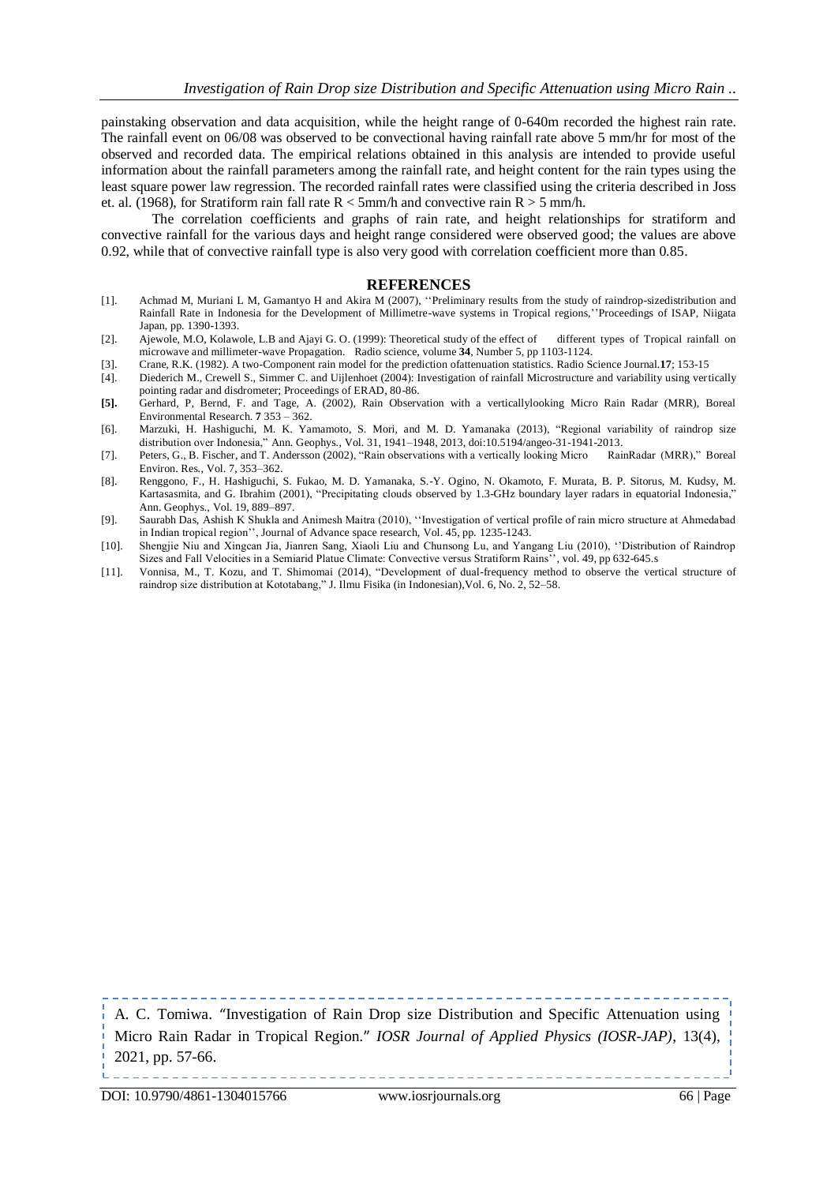painstaking observation and data acquisition, while the height range of 0-640m recorded the highest rain rate. The rainfall event on 06/08 was observed to be convectional having rainfall rate above 5 mm/hr for most of the observed and recorded data. The empirical relations obtained in this analysis are intended to provide useful information about the rainfall parameters among the rainfall rate, and height content for the rain types using the least square power law regression. The recorded rainfall rates were classified using the criteria described in Joss et. al. (1968), for Stratiform rain fall rate $R < 5$mm/h and convective rain $R > 5$ mm/h.

The correlation coefficients and graphs of rain rate, and height relationships for stratiform and convective rainfall for the various days and height range considered were observed good; the values are above 0.92, while that of convective rainfall type is also very good with correlation coefficient more than 0.85.

## REFERENCES

[1]. Achmad M, Muriani L M, Gamantyo H and Akira M (2007), ''Preliminary results from the study of raindrop-sizedistribution and Rainfall Rate in Indonesia for the Development of Millimetre-wave systems in Tropical regions,''Proceedings of ISAP, Niigata Japan, pp. 1390-1393.

[2]. Ajewole, M.O, Kolawole, L.B and Ajayi G. O. (1999): Theoretical study of the effect of different types of Tropical rainfall on microwave and millimeter-wave Propagation. Radio science, volume **34**, Number 5, pp 1103-1124.

[3]. Crane, R.K. (1982). A two-Component rain model for the prediction ofattenuation statistics. Radio Science Journal.**17**; 153-15

[4]. Diederich M., Crewell S., Simmer C. and Uijlenhoet (2004): Investigation of rainfall Microstructure and variability using vertically pointing radar and disdrometer; Proceedings of ERAD, 80-86.

**[5].** Gerhard, P, Bernd, F. and Tage, A. (2002), Rain Observation with a verticallylooking Micro Rain Radar (MRR), Boreal Environmental Research. **7** 353 – 362.

[6]. Marzuki, H. Hashiguchi, M. K. Yamamoto, S. Mori, and M. D. Yamanaka (2013), "Regional variability of raindrop size distribution over Indonesia," Ann. Geophys., Vol. 31, 1941–1948, 2013, doi:10.5194/angeo-31-1941-2013.

[7]. Peters, G., B. Fischer, and T. Andersson (2002), "Rain observations with a vertically looking Micro RainRadar (MRR)," Boreal Environ. Res., Vol. 7, 353–362.

[8]. Renggono, F., H. Hashiguchi, S. Fukao, M. D. Yamanaka, S.-Y. Ogino, N. Okamoto, F. Murata, B. P. Sitorus, M. Kudsy, M. Kartasasmita, and G. Ibrahim (2001), "Precipitating clouds observed by 1.3-GHz boundary layer radars in equatorial Indonesia," Ann. Geophys., Vol. 19, 889–897.

[9]. Saurabh Das, Ashish K Shukla and Animesh Maitra (2010), ''Investigation of vertical profile of rain micro structure at Ahmedabad in Indian tropical region'', Journal of Advance space research, Vol. 45, pp. 1235-1243.

[10]. Shengjie Niu and Xingcan Jia, Jianren Sang, Xiaoli Liu and Chunsong Lu, and Yangang Liu (2010), ''Distribution of Raindrop Sizes and Fall Velocities in a Semiarid Platue Climate: Convective versus Stratiform Rains'', vol. 49, pp 632-645.s

[11]. Vonnisa, M., T. Kozu, and T. Shimomai (2014), "Development of dual-frequency method to observe the vertical structure of raindrop size distribution at Kototabang," J. Ilmu Fisika (in Indonesian),Vol. 6, No. 2, 52–58.

A. C. Tomiwa. "Investigation of Rain Drop size Distribution and Specific Attenuation using Micro Rain Radar in Tropical Region." *IOSR Journal of Applied Physics (IOSR-JAP)*, 13(4), 2021, pp. 57-66.